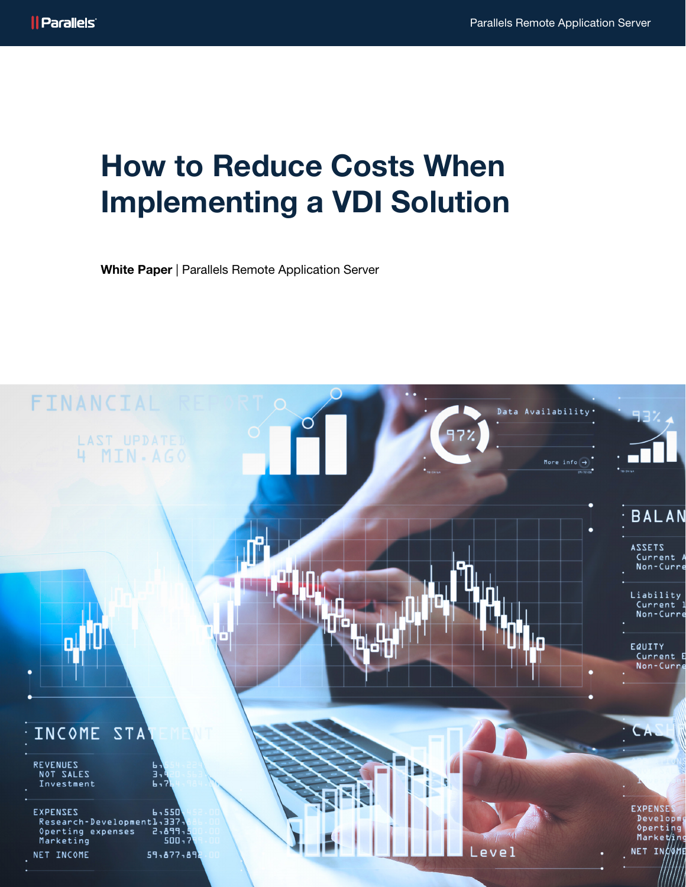# How to Reduce Costs When Implementing a VDI Solution

**White Paper** | Parallels Remote Application Server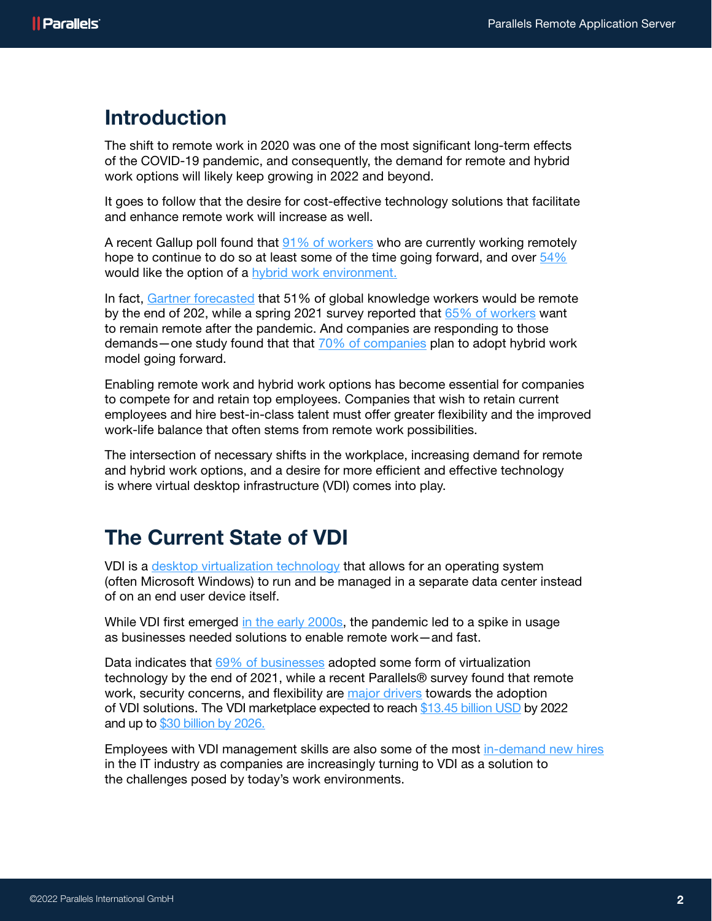## Introduction

The shift to remote work in 2020 was one of the most significant long-term effects of the COVID-19 pandemic, and consequently, the demand for remote and hybrid work options will likely keep growing in 2022 and beyond.

It goes to follow that the desire for cost-effective technology solutions that facilitate and enhance remote work will increase as well.

A recent Gallup poll found that 91% of workers who are currently working remotely hope to continue to do so at least some of the time going forward, and over 54% would like the option of a hybrid work environment.

In fact, Gartner forecasted that 51% of global knowledge workers would be remote by the end of 202, while a spring 2021 survey reported that 65% of workers want to remain remote after the pandemic. And companies are responding to those demands—one study found that that 70% of companies plan to adopt hybrid work model going forward.

Enabling remote work and hybrid work options has become essential for companies to compete for and retain top employees. Companies that wish to retain current employees and hire best-in-class talent must offer greater flexibility and the improved work-life balance that often stems from remote work possibilities.

The intersection of necessary shifts in the workplace, increasing demand for remote and hybrid work options, and a desire for more efficient and effective technology is where virtual desktop infrastructure (VDI) comes into play.

## The Current State of VDI

VDI is a desktop virtualization technology that allows for an operating system (often Microsoft Windows) to run and be managed in a separate data center instead of on an end user device itself.

While VDI first emerged in the early 2000s, the pandemic led to a spike in usage as businesses needed solutions to enable remote work—and fast.

Data indicates that 69% of businesses adopted some form of virtualization technology by the end of 2021, while a recent Parallels® survey found that remote work, security concerns, and flexibility are major drivers towards the adoption of VDI solutions. The VDI marketplace expected to reach $13.45 billion USD by 2022 and up to $30 billion by 2026.

Employees with VDI management skills are also some of the most in-demand new hires in the IT industry as companies are increasingly turning to VDI as a solution to the challenges posed by today's work environments.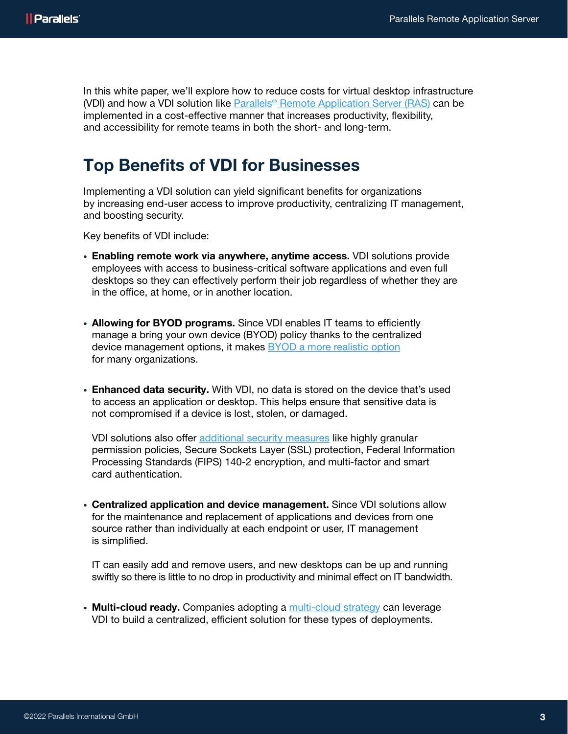In this white paper, we'll explore how to reduce costs for virtual desktop infrastructure (VDI) and how a VDI solution like Parallels® Remote Application Server (RAS) can be implemented in a cost-effective manner that increases productivity, flexibility, and accessibility for remote teams in both the short- and long-term.

## Top Benefits of VDI for Businesses

Implementing a VDI solution can yield significant benefits for organizations by increasing end-user access to improve productivity, centralizing IT management, and boosting security.

Key benefits of VDI include:

- **Enabling remote work via anywhere, anytime access.** VDI solutions provide employees with access to business-critical software applications and even full desktops so they can effectively perform their job regardless of whether they are in the office, at home, or in another location.

- **Allowing for BYOD programs.** Since VDI enables IT teams to efficiently manage a bring your own device (BYOD) policy thanks to the centralized device management options, it makes BYOD a more realistic option for many organizations.

- **Enhanced data security.** With VDI, no data is stored on the device that's used to access an application or desktop. This helps ensure that sensitive data is not compromised if a device is lost, stolen, or damaged.

  VDI solutions also offer additional security measures like highly granular permission policies, Secure Sockets Layer (SSL) protection, Federal Information Processing Standards (FIPS) 140-2 encryption, and multi-factor and smart card authentication.

- **Centralized application and device management.** Since VDI solutions allow for the maintenance and replacement of applications and devices from one source rather than individually at each endpoint or user, IT management is simplified.

  IT can easily add and remove users, and new desktops can be up and running swiftly so there is little to no drop in productivity and minimal effect on IT bandwidth.

- **Multi-cloud ready.** Companies adopting a multi-cloud strategy can leverage VDI to build a centralized, efficient solution for these types of deployments.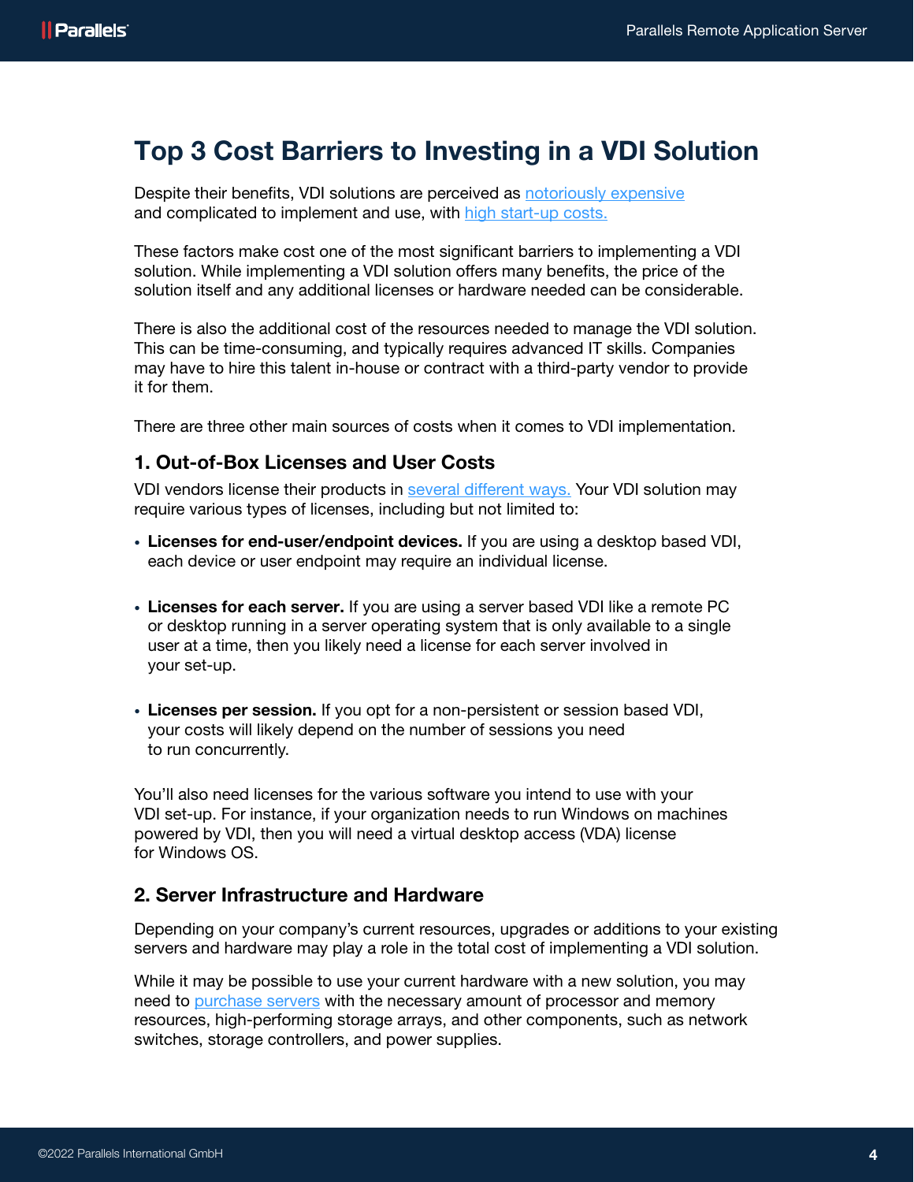# Top 3 Cost Barriers to Investing in a VDI Solution

Despite their benefits, VDI solutions are perceived as notoriously expensive and complicated to implement and use, with high start-up costs.

These factors make cost one of the most significant barriers to implementing a VDI solution. While implementing a VDI solution offers many benefits, the price of the solution itself and any additional licenses or hardware needed can be considerable.

There is also the additional cost of the resources needed to manage the VDI solution. This can be time-consuming, and typically requires advanced IT skills. Companies may have to hire this talent in-house or contract with a third-party vendor to provide it for them.

There are three other main sources of costs when it comes to VDI implementation.

## 1. Out-of-Box Licenses and User Costs

VDI vendors license their products in several different ways. Your VDI solution may require various types of licenses, including but not limited to:

- **Licenses for end-user/endpoint devices.** If you are using a desktop based VDI, each device or user endpoint may require an individual license.
- **Licenses for each server.** If you are using a server based VDI like a remote PC or desktop running in a server operating system that is only available to a single user at a time, then you likely need a license for each server involved in your set-up.
- **Licenses per session.** If you opt for a non-persistent or session based VDI, your costs will likely depend on the number of sessions you need to run concurrently.

You'll also need licenses for the various software you intend to use with your VDI set-up. For instance, if your organization needs to run Windows on machines powered by VDI, then you will need a virtual desktop access (VDA) license for Windows OS.

## 2. Server Infrastructure and Hardware

Depending on your company's current resources, upgrades or additions to your existing servers and hardware may play a role in the total cost of implementing a VDI solution.

While it may be possible to use your current hardware with a new solution, you may need to purchase servers with the necessary amount of processor and memory resources, high-performing storage arrays, and other components, such as network switches, storage controllers, and power supplies.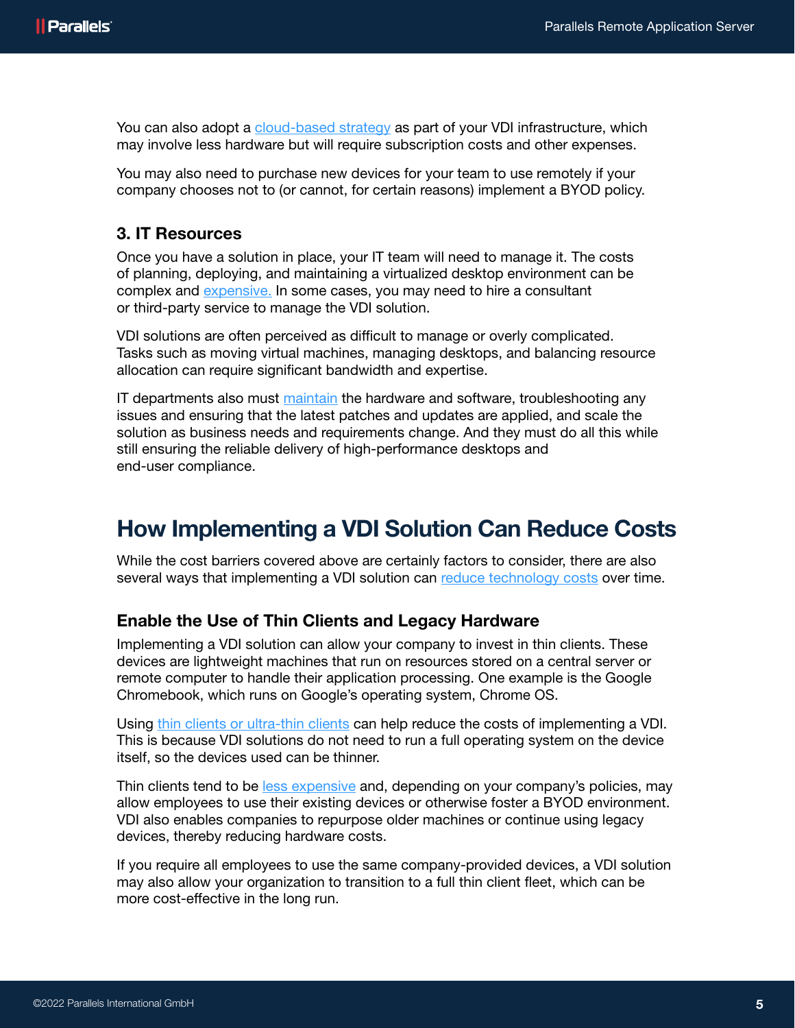You can also adopt a cloud-based strategy as part of your VDI infrastructure, which may involve less hardware but will require subscription costs and other expenses.

You may also need to purchase new devices for your team to use remotely if your company chooses not to (or cannot, for certain reasons) implement a BYOD policy.

### 3. IT Resources

Once you have a solution in place, your IT team will need to manage it. The costs of planning, deploying, and maintaining a virtualized desktop environment can be complex and expensive. In some cases, you may need to hire a consultant or third-party service to manage the VDI solution.

VDI solutions are often perceived as difficult to manage or overly complicated. Tasks such as moving virtual machines, managing desktops, and balancing resource allocation can require significant bandwidth and expertise.

IT departments also must maintain the hardware and software, troubleshooting any issues and ensuring that the latest patches and updates are applied, and scale the solution as business needs and requirements change. And they must do all this while still ensuring the reliable delivery of high-performance desktops and end-user compliance.

## How Implementing a VDI Solution Can Reduce Costs

While the cost barriers covered above are certainly factors to consider, there are also several ways that implementing a VDI solution can reduce technology costs over time.

### Enable the Use of Thin Clients and Legacy Hardware

Implementing a VDI solution can allow your company to invest in thin clients. These devices are lightweight machines that run on resources stored on a central server or remote computer to handle their application processing. One example is the Google Chromebook, which runs on Google's operating system, Chrome OS.

Using thin clients or ultra-thin clients can help reduce the costs of implementing a VDI. This is because VDI solutions do not need to run a full operating system on the device itself, so the devices used can be thinner.

Thin clients tend to be less expensive and, depending on your company's policies, may allow employees to use their existing devices or otherwise foster a BYOD environment. VDI also enables companies to repurpose older machines or continue using legacy devices, thereby reducing hardware costs.

If you require all employees to use the same company-provided devices, a VDI solution may also allow your organization to transition to a full thin client fleet, which can be more cost-effective in the long run.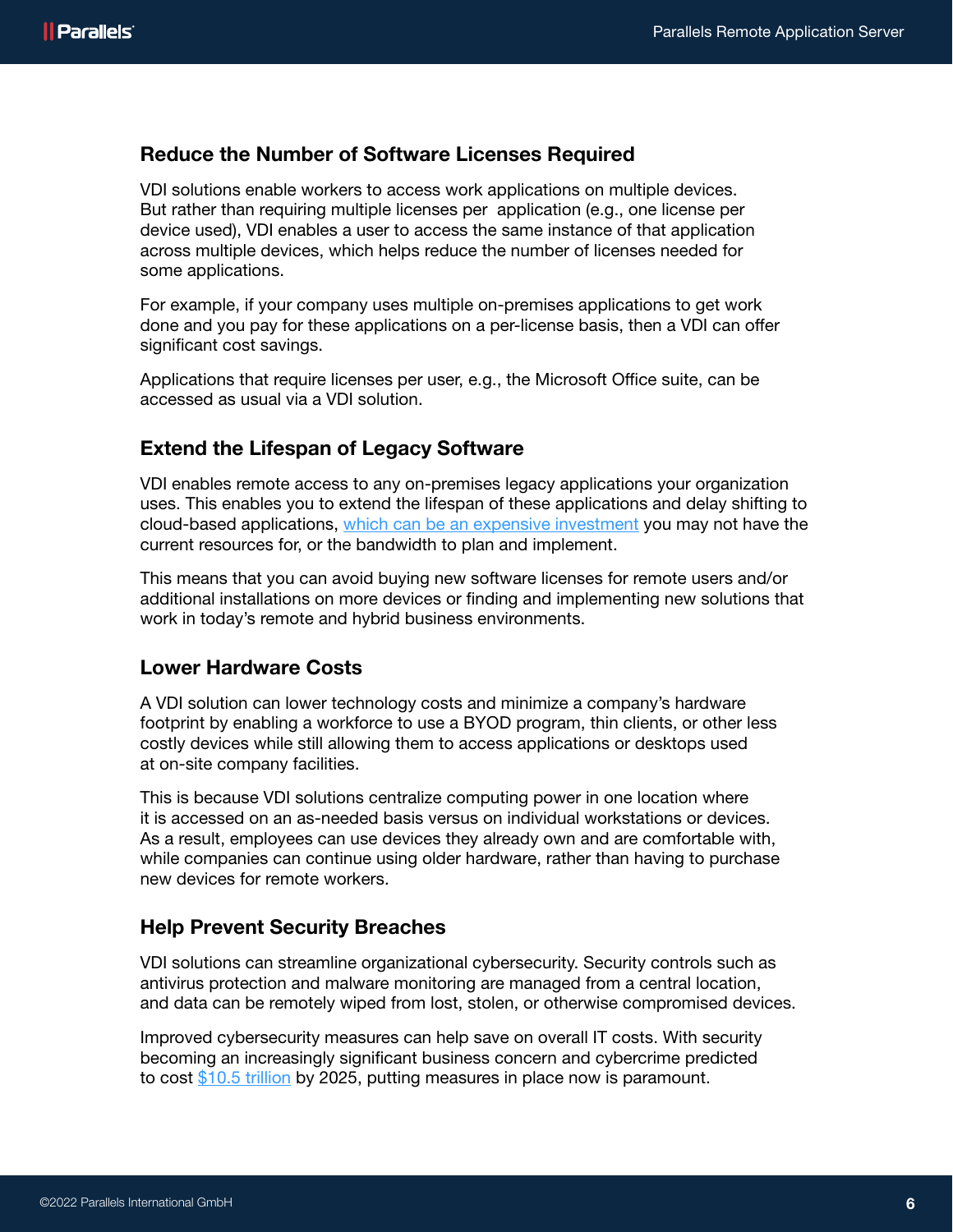## Reduce the Number of Software Licenses Required

VDI solutions enable workers to access work applications on multiple devices. But rather than requiring multiple licenses per application (e.g., one license per device used), VDI enables a user to access the same instance of that application across multiple devices, which helps reduce the number of licenses needed for some applications.

For example, if your company uses multiple on-premises applications to get work done and you pay for these applications on a per-license basis, then a VDI can offer significant cost savings.

Applications that require licenses per user, e.g., the Microsoft Office suite, can be accessed as usual via a VDI solution.

## Extend the Lifespan of Legacy Software

VDI enables remote access to any on-premises legacy applications your organization uses. This enables you to extend the lifespan of these applications and delay shifting to cloud-based applications, which can be an expensive investment you may not have the current resources for, or the bandwidth to plan and implement.

This means that you can avoid buying new software licenses for remote users and/or additional installations on more devices or finding and implementing new solutions that work in today's remote and hybrid business environments.

## Lower Hardware Costs

A VDI solution can lower technology costs and minimize a company's hardware footprint by enabling a workforce to use a BYOD program, thin clients, or other less costly devices while still allowing them to access applications or desktops used at on-site company facilities.

This is because VDI solutions centralize computing power in one location where it is accessed on an as-needed basis versus on individual workstations or devices. As a result, employees can use devices they already own and are comfortable with, while companies can continue using older hardware, rather than having to purchase new devices for remote workers.

## Help Prevent Security Breaches

VDI solutions can streamline organizational cybersecurity. Security controls such as antivirus protection and malware monitoring are managed from a central location, and data can be remotely wiped from lost, stolen, or otherwise compromised devices.

Improved cybersecurity measures can help save on overall IT costs. With security becoming an increasingly significant business concern and cybercrime predicted to cost $10.5 trillion by 2025, putting measures in place now is paramount.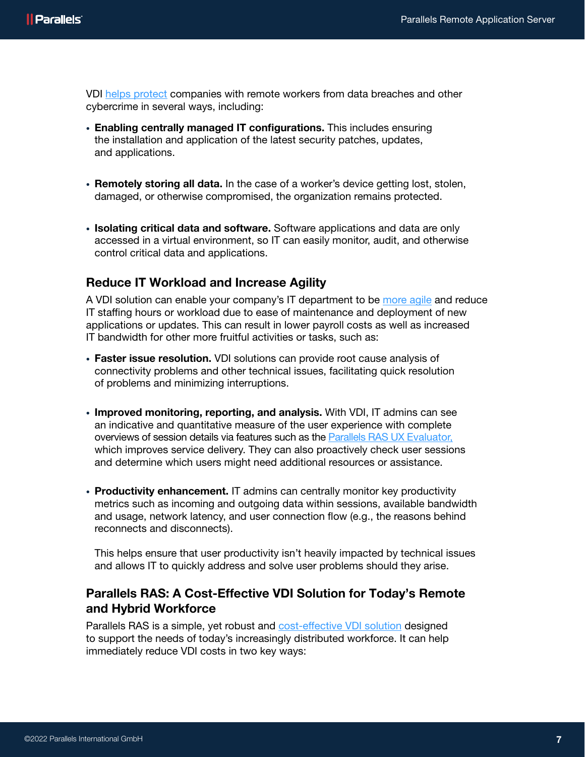VDI helps protect companies with remote workers from data breaches and other cybercrime in several ways, including:

- **Enabling centrally managed IT configurations.** This includes ensuring the installation and application of the latest security patches, updates, and applications.

- **Remotely storing all data.** In the case of a worker's device getting lost, stolen, damaged, or otherwise compromised, the organization remains protected.

- **Isolating critical data and software.** Software applications and data are only accessed in a virtual environment, so IT can easily monitor, audit, and otherwise control critical data and applications.

## Reduce IT Workload and Increase Agility

A VDI solution can enable your company's IT department to be more agile and reduce IT staffing hours or workload due to ease of maintenance and deployment of new applications or updates. This can result in lower payroll costs as well as increased IT bandwidth for other more fruitful activities or tasks, such as:

- **Faster issue resolution.** VDI solutions can provide root cause analysis of connectivity problems and other technical issues, facilitating quick resolution of problems and minimizing interruptions.

- **Improved monitoring, reporting, and analysis.** With VDI, IT admins can see an indicative and quantitative measure of the user experience with complete overviews of session details via features such as the Parallels RAS UX Evaluator, which improves service delivery. They can also proactively check user sessions and determine which users might need additional resources or assistance.

- **Productivity enhancement.** IT admins can centrally monitor key productivity metrics such as incoming and outgoing data within sessions, available bandwidth and usage, network latency, and user connection flow (e.g., the reasons behind reconnects and disconnects).

  This helps ensure that user productivity isn't heavily impacted by technical issues and allows IT to quickly address and solve user problems should they arise.

## Parallels RAS: A Cost-Effective VDI Solution for Today's Remote and Hybrid Workforce

Parallels RAS is a simple, yet robust and cost-effective VDI solution designed to support the needs of today's increasingly distributed workforce. It can help immediately reduce VDI costs in two key ways: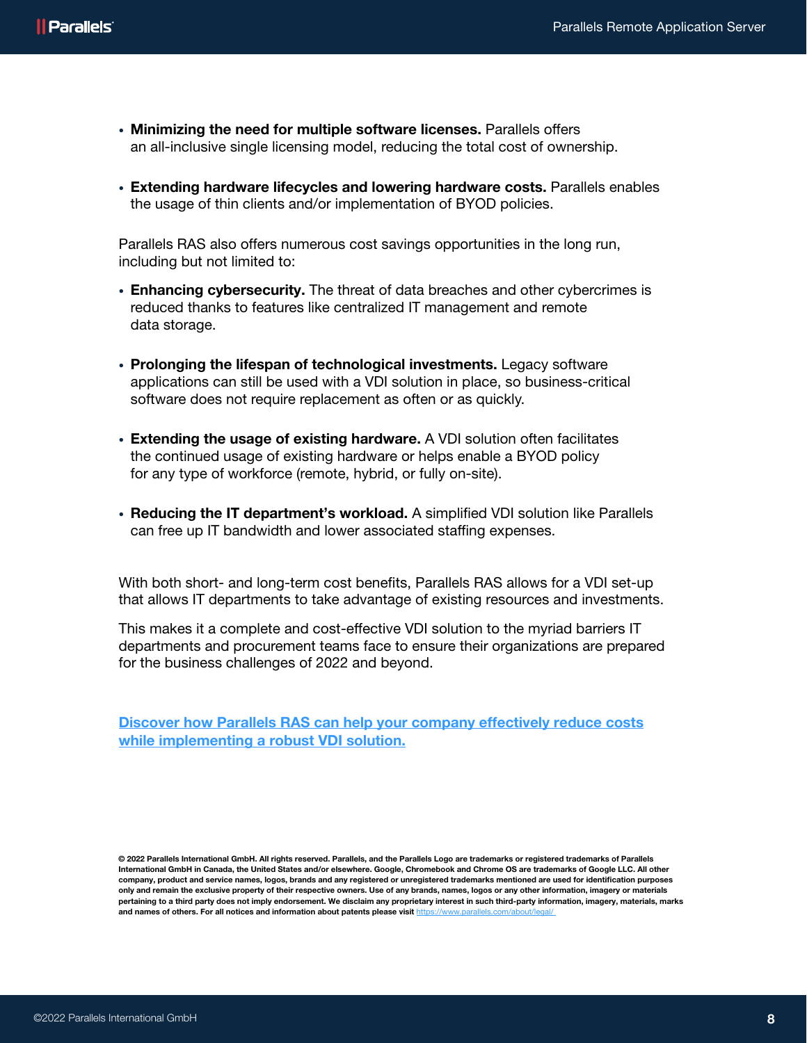- **Minimizing the need for multiple software licenses.** Parallels offers an all-inclusive single licensing model, reducing the total cost of ownership.

- **Extending hardware lifecycles and lowering hardware costs.** Parallels enables the usage of thin clients and/or implementation of BYOD policies.

Parallels RAS also offers numerous cost savings opportunities in the long run, including but not limited to:

- **Enhancing cybersecurity.** The threat of data breaches and other cybercrimes is reduced thanks to features like centralized IT management and remote data storage.

- **Prolonging the lifespan of technological investments.** Legacy software applications can still be used with a VDI solution in place, so business-critical software does not require replacement as often or as quickly.

- **Extending the usage of existing hardware.** A VDI solution often facilitates the continued usage of existing hardware or helps enable a BYOD policy for any type of workforce (remote, hybrid, or fully on-site).

- **Reducing the IT department's workload.** A simplified VDI solution like Parallels can free up IT bandwidth and lower associated staffing expenses.

With both short- and long-term cost benefits, Parallels RAS allows for a VDI set-up that allows IT departments to take advantage of existing resources and investments.

This makes it a complete and cost-effective VDI solution to the myriad barriers IT departments and procurement teams face to ensure their organizations are prepared for the business challenges of 2022 and beyond.

**Discover how Parallels RAS can help your company effectively reduce costs while implementing a robust VDI solution.**

**© 2022 Parallels International GmbH. All rights reserved. Parallels, and the Parallels Logo are trademarks or registered trademarks of Parallels International GmbH in Canada, the United States and/or elsewhere. Google, Chromebook and Chrome OS are trademarks of Google LLC. All other company, product and service names, logos, brands and any registered or unregistered trademarks mentioned are used for identification purposes only and remain the exclusive property of their respective owners. Use of any brands, names, logos or any other information, imagery or materials pertaining to a third party does not imply endorsement. We disclaim any proprietary interest in such third-party information, imagery, materials, marks and names of others. For all notices and information about patents please visit** https://www.parallels.com/about/legal/